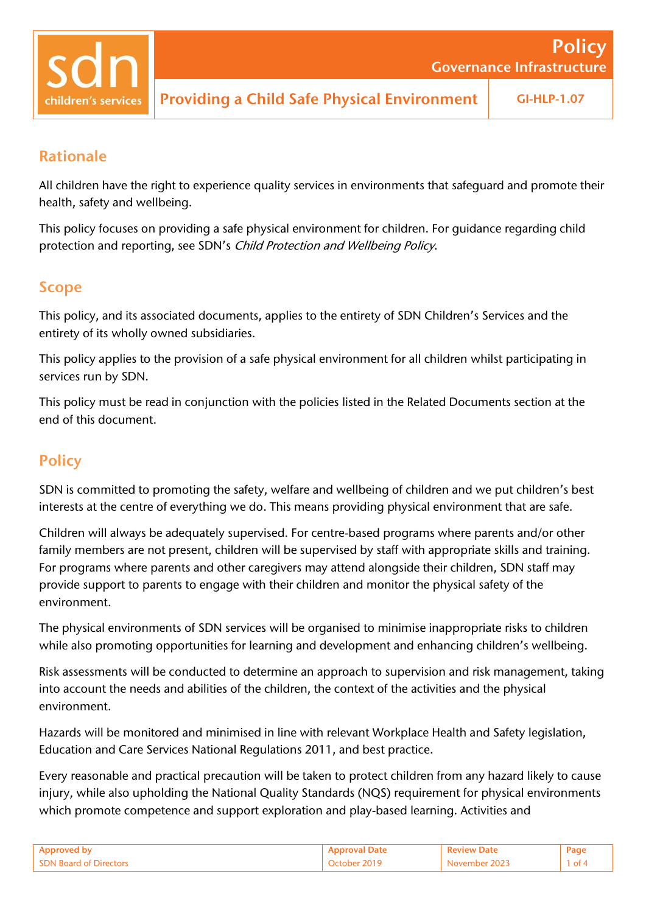# Providing a Child Safe Physical Environment

**Policy – Governance Infrastructure**

**GI-HLP-1.07**

## Rationale

All children have the right to experience quality services in environments that safeguard and promote their health, safety and wellbeing.

This policy focuses on providing a safe physical environment for children. For guidance regarding child protection and reporting, see SDN's *Child Protection and Wellbeing Policy*.

## Scope

This policy, and its associated documents, applies to the entirety of SDN Children's Services and the entirety of its wholly owned subsidiaries.

This policy applies to the provision of a safe physical environment for all children whilst participating in services run by SDN.

This policy must be read in conjunction with the policies listed in the Related Documents section at the end of this document.

## Policy

SDN is committed to promoting the safety, welfare and wellbeing of children and we put children's best interests at the centre of everything we do. This means providing physical environment that are safe.

Children will always be adequately supervised. For centre-based programs where parents and/or other family members are not present, children will be supervised by staff with appropriate skills and training. For programs where parents and other caregivers may attend alongside their children, SDN staff may provide support to parents to engage with their children and monitor the physical safety of the environment.

The physical environments of SDN services will be organised to minimise inappropriate risks to children while also promoting opportunities for learning and development and enhancing children's wellbeing.

Risk assessments will be conducted to determine an approach to supervision and risk management, taking into account the needs and abilities of the children, the context of the activities and the physical environment.

Hazards will be monitored and minimised in line with relevant Workplace Health and Safety legislation, Education and Care Services National Regulations 2011, and best practice.

Every reasonable and practical precaution will be taken to protect children from any hazard likely to cause injury, while also upholding the National Quality Standards (NQS) requirement for physical environments which promote competence and support exploration and play-based learning. Activities and

| Approved by | Approval Date | Review Date |
| --- | --- | --- |
| SDN Board of Directors | October 2019 | November 2023 |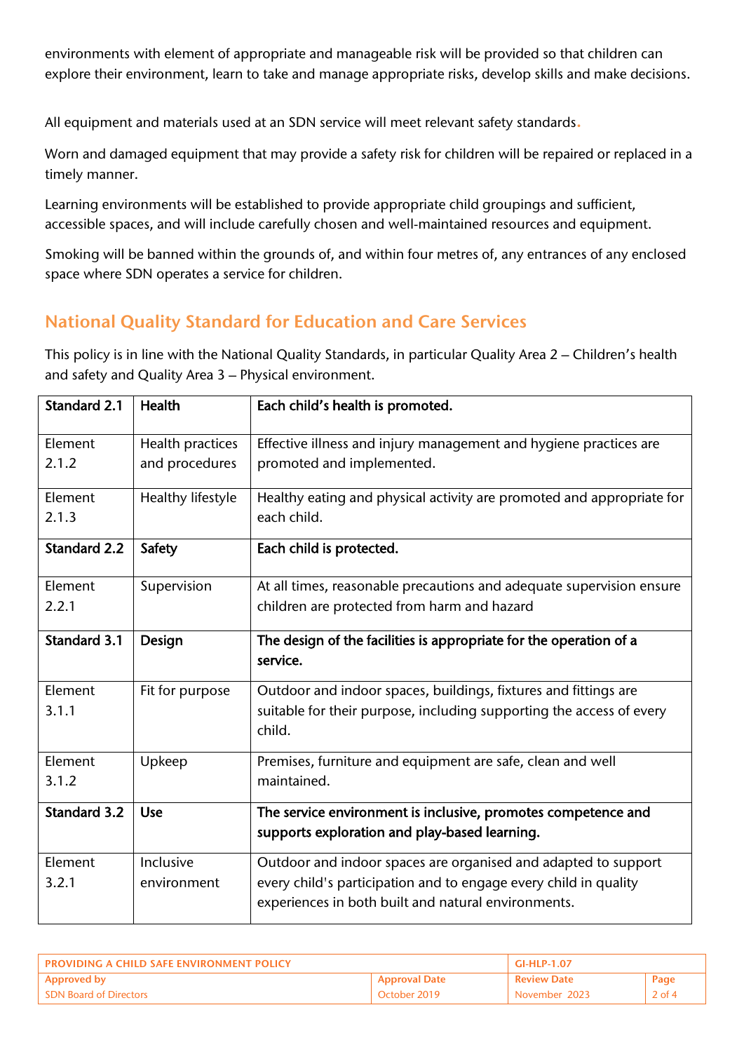environments with element of appropriate and manageable risk will be provided so that children can explore their environment, learn to take and manage appropriate risks, develop skills and make decisions.

All equipment and materials used at an SDN service will meet relevant safety standards.

Worn and damaged equipment that may provide a safety risk for children will be repaired or replaced in a timely manner.

Learning environments will be established to provide appropriate child groupings and sufficient, accessible spaces, and will include carefully chosen and well-maintained resources and equipment.

Smoking will be banned within the grounds of, and within four metres of, any entrances of any enclosed space where SDN operates a service for children.

## National Quality Standard for Education and Care Services

This policy is in line with the National Quality Standards, in particular Quality Area 2 – Children's health and safety and Quality Area 3 – Physical environment.

| **Standard 2.1** | **Health** | **Each child's health is promoted.** |
|---|---|---|
| Element 2.1.2 | Health practices and procedures | Effective illness and injury management and hygiene practices are promoted and implemented. |
| Element 2.1.3 | Healthy lifestyle | Healthy eating and physical activity are promoted and appropriate for each child. |
| **Standard 2.2** | **Safety** | **Each child is protected.** |
| Element 2.2.1 | Supervision | At all times, reasonable precautions and adequate supervision ensure children are protected from harm and hazard |
| **Standard 3.1** | **Design** | **The design of the facilities is appropriate for the operation of a service.** |
| Element 3.1.1 | Fit for purpose | Outdoor and indoor spaces, buildings, fixtures and fittings are suitable for their purpose, including supporting the access of every child. |
| Element 3.1.2 | Upkeep | Premises, furniture and equipment are safe, clean and well maintained. |
| **Standard 3.2** | **Use** | **The service environment is inclusive, promotes competence and supports exploration and play-based learning.** |
| Element 3.2.1 | Inclusive environment | Outdoor and indoor spaces are organised and adapted to support every child's participation and to engage every child in quality experiences in both built and natural environments. |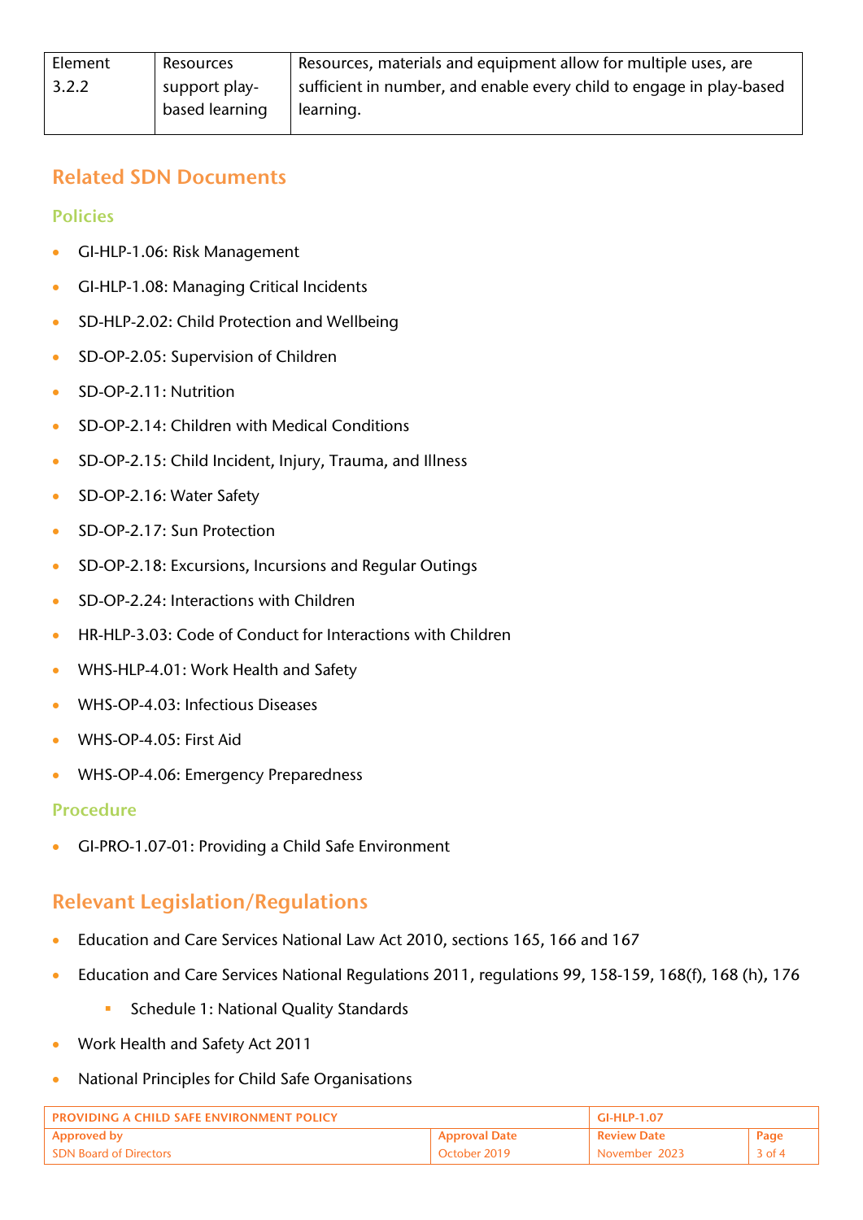| Element 3.2.2 | Resources support play-based learning | Resources, materials and equipment allow for multiple uses, are sufficient in number, and enable every child to engage in play-based learning. |
|---|---|---|

## Related SDN Documents

### Policies

- GI-HLP-1.06: Risk Management
- GI-HLP-1.08: Managing Critical Incidents
- SD-HLP-2.02: Child Protection and Wellbeing
- SD-OP-2.05: Supervision of Children
- SD-OP-2.11: Nutrition
- SD-OP-2.14: Children with Medical Conditions
- SD-OP-2.15: Child Incident, Injury, Trauma, and Illness
- SD-OP-2.16: Water Safety
- SD-OP-2.17: Sun Protection
- SD-OP-2.18: Excursions, Incursions and Regular Outings
- SD-OP-2.24: Interactions with Children
- HR-HLP-3.03: Code of Conduct for Interactions with Children
- WHS-HLP-4.01: Work Health and Safety
- WHS-OP-4.03: Infectious Diseases
- WHS-OP-4.05: First Aid
- WHS-OP-4.06: Emergency Preparedness

### Procedure

- GI-PRO-1.07-01: Providing a Child Safe Environment

## Relevant Legislation/Regulations

- Education and Care Services National Law Act 2010, sections 165, 166 and 167
- Education and Care Services National Regulations 2011, regulations 99, 158-159, 168(f), 168 (h), 176
  - Schedule 1: National Quality Standards
- Work Health and Safety Act 2011
- National Principles for Child Safe Organisations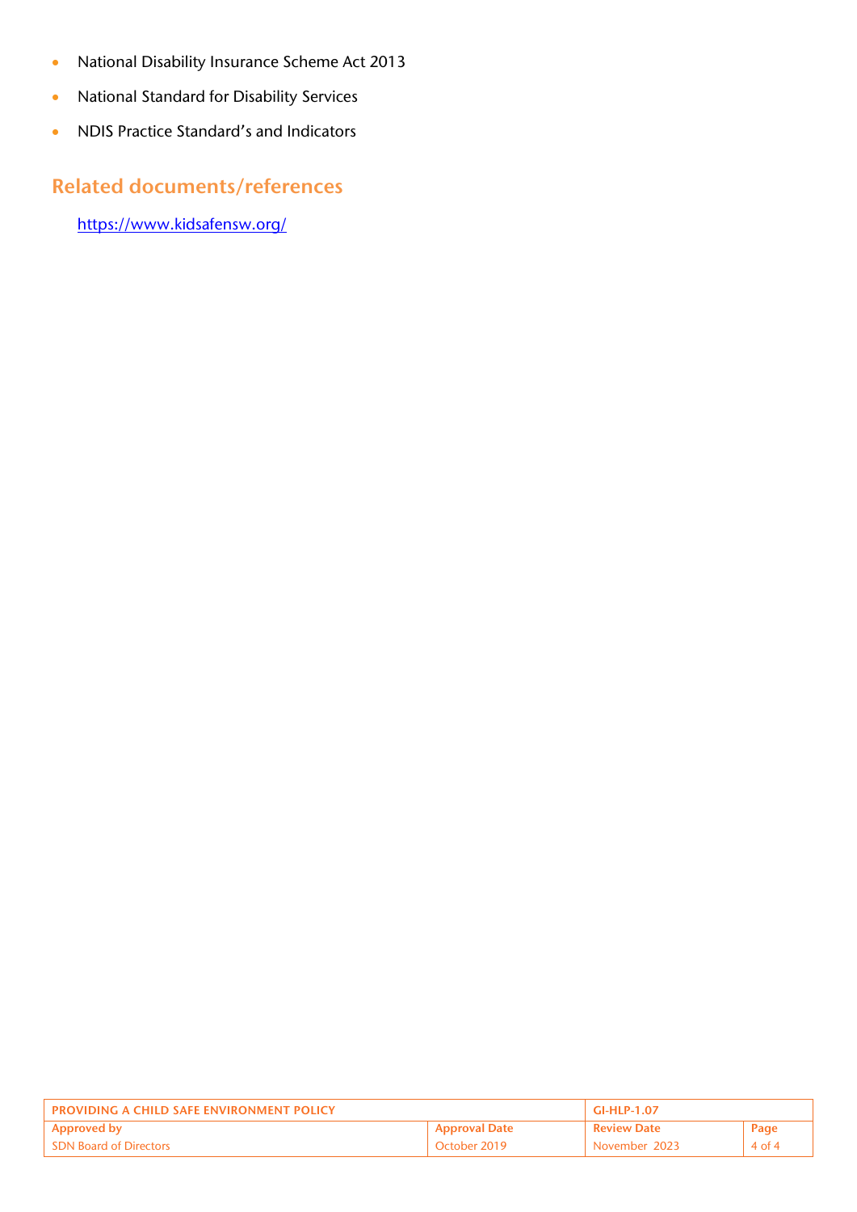- National Disability Insurance Scheme Act 2013
- National Standard for Disability Services
- NDIS Practice Standard's and Indicators

## Related documents/references

https://www.kidsafensw.org/